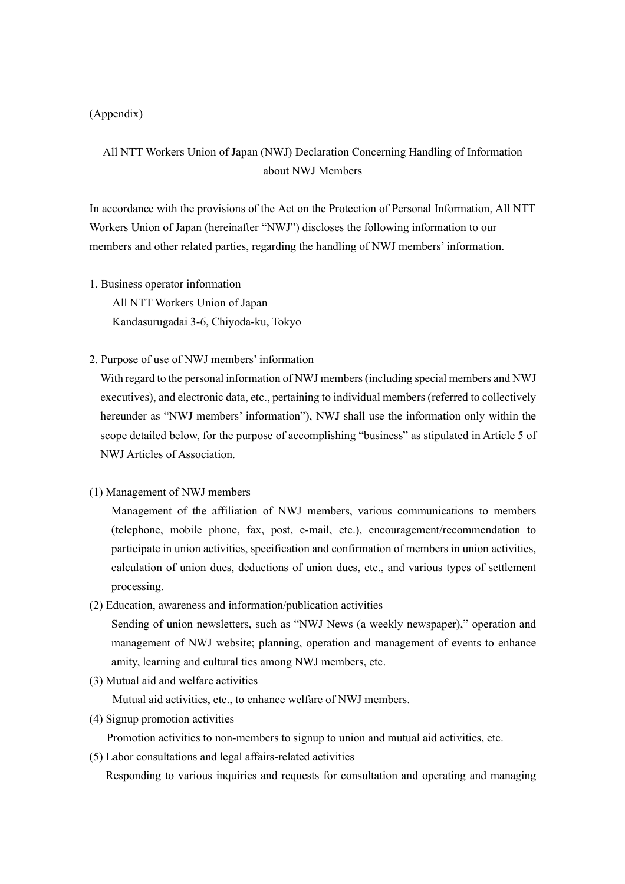(Appendix)

# All NTT Workers Union of Japan (NWJ) Declaration Concerning Handling of Information about NWJ Members

In accordance with the provisions of the Act on the Protection of Personal Information, All NTT Workers Union of Japan (hereinafter "NWJ") discloses the following information to our members and other related parties, regarding the handling of NWJ members' information.

1. Business operator information

   All NTT Workers Union of Japan
   Kandasurugadai 3-6, Chiyoda-ku, Tokyo

2. Purpose of use of NWJ members' information

   With regard to the personal information of NWJ members (including special members and NWJ executives), and electronic data, etc., pertaining to individual members (referred to collectively hereunder as "NWJ members' information"), NWJ shall use the information only within the scope detailed below, for the purpose of accomplishing "business" as stipulated in Article 5 of NWJ Articles of Association.

(1) Management of NWJ members

Management of the affiliation of NWJ members, various communications to members (telephone, mobile phone, fax, post, e-mail, etc.), encouragement/recommendation to participate in union activities, specification and confirmation of members in union activities, calculation of union dues, deductions of union dues, etc., and various types of settlement processing.

(2) Education, awareness and information/publication activities

Sending of union newsletters, such as "NWJ News (a weekly newspaper)," operation and management of NWJ website; planning, operation and management of events to enhance amity, learning and cultural ties among NWJ members, etc.

(3) Mutual aid and welfare activities

Mutual aid activities, etc., to enhance welfare of NWJ members.

(4) Signup promotion activities

Promotion activities to non-members to signup to union and mutual aid activities, etc.

(5) Labor consultations and legal affairs-related activities

Responding to various inquiries and requests for consultation and operating and managing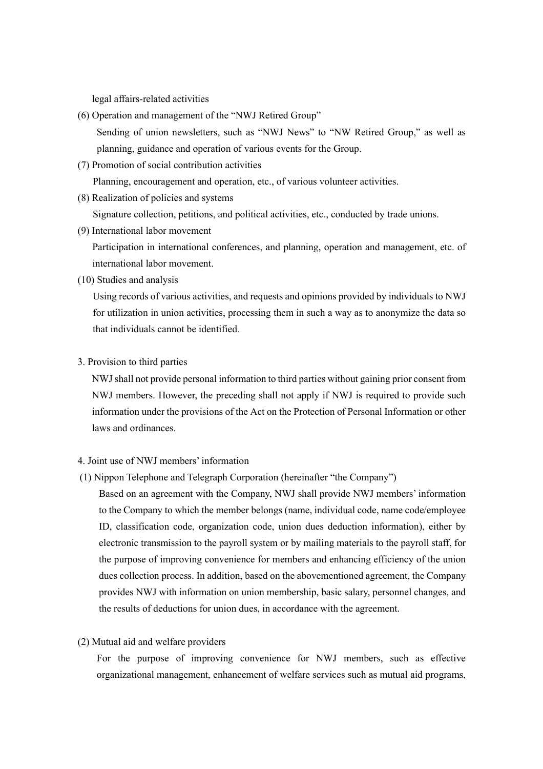legal affairs-related activities

(6) Operation and management of the "NWJ Retired Group"

Sending of union newsletters, such as "NWJ News" to "NW Retired Group," as well as planning, guidance and operation of various events for the Group.

(7) Promotion of social contribution activities

Planning, encouragement and operation, etc., of various volunteer activities.

(8) Realization of policies and systems

Signature collection, petitions, and political activities, etc., conducted by trade unions.

(9) International labor movement

Participation in international conferences, and planning, operation and management, etc. of international labor movement.

(10) Studies and analysis

Using records of various activities, and requests and opinions provided by individuals to NWJ for utilization in union activities, processing them in such a way as to anonymize the data so that individuals cannot be identified.

3. Provision to third parties

NWJ shall not provide personal information to third parties without gaining prior consent from NWJ members. However, the preceding shall not apply if NWJ is required to provide such information under the provisions of the Act on the Protection of Personal Information or other laws and ordinances.

4. Joint use of NWJ members' information

(1) Nippon Telephone and Telegraph Corporation (hereinafter "the Company")

Based on an agreement with the Company, NWJ shall provide NWJ members' information to the Company to which the member belongs (name, individual code, name code/employee ID, classification code, organization code, union dues deduction information), either by electronic transmission to the payroll system or by mailing materials to the payroll staff, for the purpose of improving convenience for members and enhancing efficiency of the union dues collection process. In addition, based on the abovementioned agreement, the Company provides NWJ with information on union membership, basic salary, personnel changes, and the results of deductions for union dues, in accordance with the agreement.

(2) Mutual aid and welfare providers

For the purpose of improving convenience for NWJ members, such as effective organizational management, enhancement of welfare services such as mutual aid programs,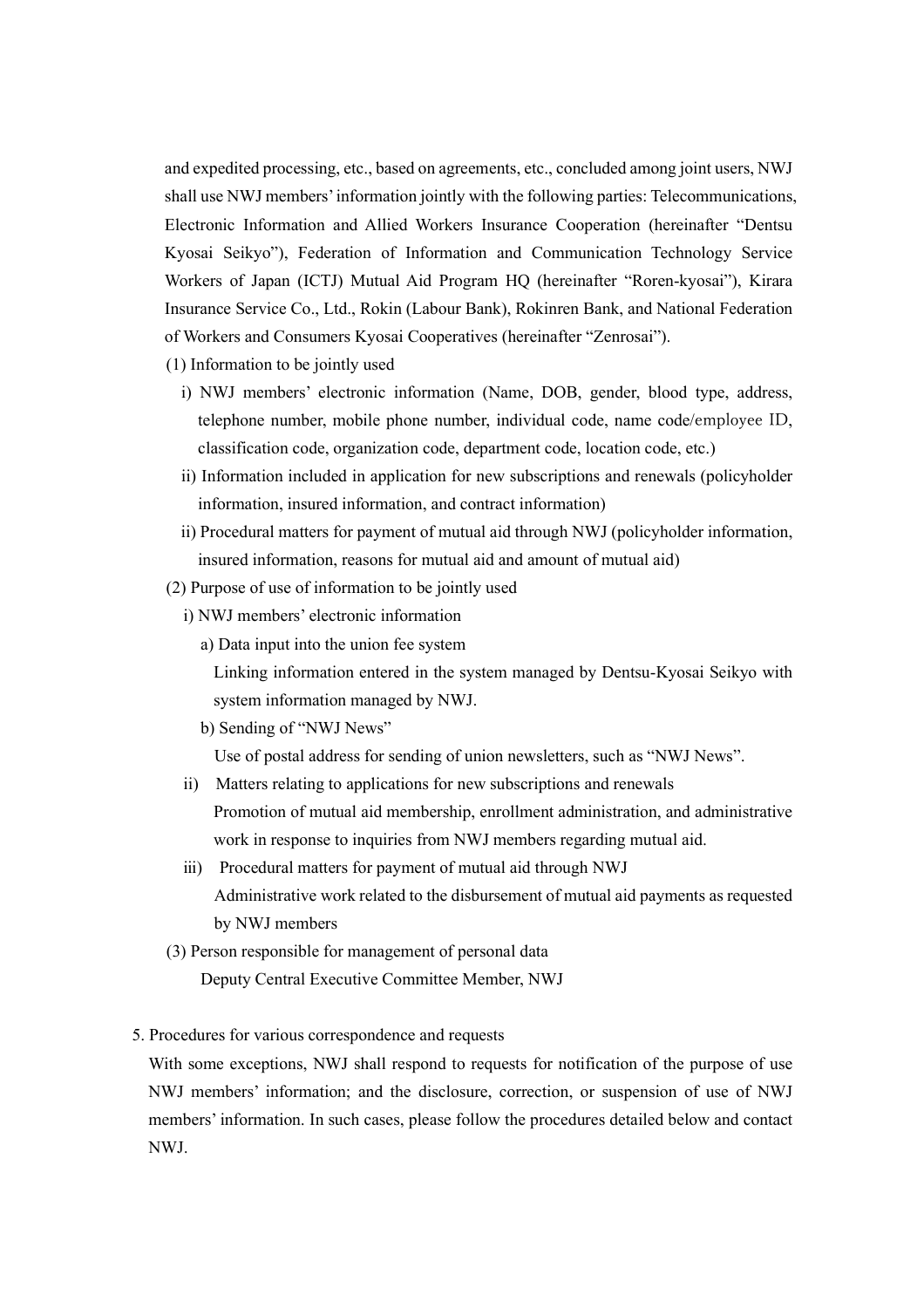and expedited processing, etc., based on agreements, etc., concluded among joint users, NWJ shall use NWJ members' information jointly with the following parties: Telecommunications, Electronic Information and Allied Workers Insurance Cooperation (hereinafter "Dentsu Kyosai Seikyo"), Federation of Information and Communication Technology Service Workers of Japan (ICTJ) Mutual Aid Program HQ (hereinafter "Roren-kyosai"), Kirara Insurance Service Co., Ltd., Rokin (Labour Bank), Rokinren Bank, and National Federation of Workers and Consumers Kyosai Cooperatives (hereinafter "Zenrosai").

(1) Information to be jointly used

i) NWJ members' electronic information (Name, DOB, gender, blood type, address, telephone number, mobile phone number, individual code, name code/employee ID, classification code, organization code, department code, location code, etc.)

ii) Information included in application for new subscriptions and renewals (policyholder information, insured information, and contract information)

ii) Procedural matters for payment of mutual aid through NWJ (policyholder information, insured information, reasons for mutual aid and amount of mutual aid)

(2) Purpose of use of information to be jointly used

i) NWJ members' electronic information

a) Data input into the union fee system

Linking information entered in the system managed by Dentsu-Kyosai Seikyo with system information managed by NWJ.

b) Sending of "NWJ News"

Use of postal address for sending of union newsletters, such as "NWJ News".

ii) Matters relating to applications for new subscriptions and renewals

Promotion of mutual aid membership, enrollment administration, and administrative work in response to inquiries from NWJ members regarding mutual aid.

iii) Procedural matters for payment of mutual aid through NWJ

Administrative work related to the disbursement of mutual aid payments as requested by NWJ members

(3) Person responsible for management of personal data

Deputy Central Executive Committee Member, NWJ

5. Procedures for various correspondence and requests

With some exceptions, NWJ shall respond to requests for notification of the purpose of use NWJ members' information; and the disclosure, correction, or suspension of use of NWJ members' information. In such cases, please follow the procedures detailed below and contact NWJ.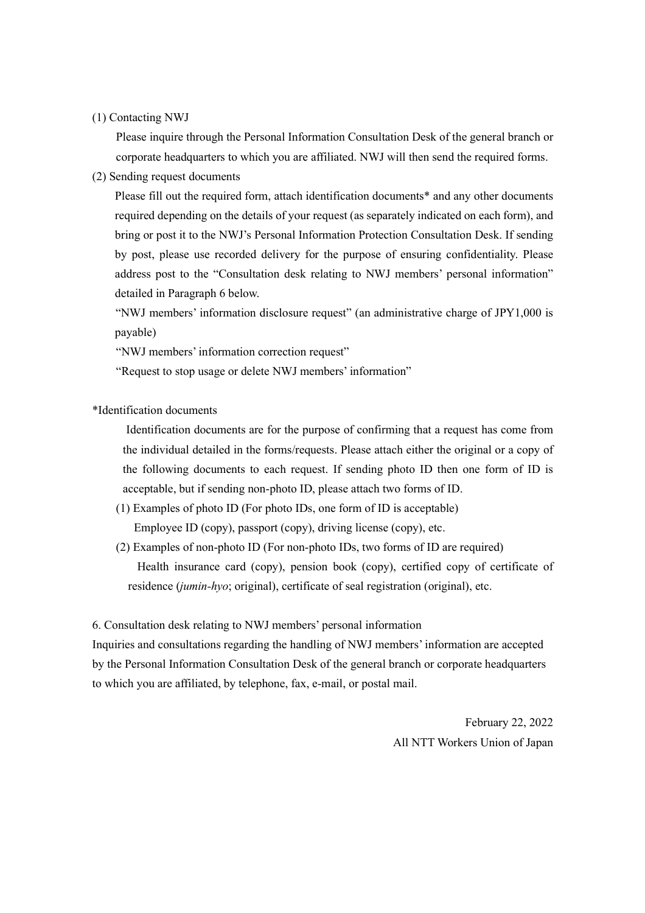(1) Contacting NWJ

Please inquire through the Personal Information Consultation Desk of the general branch or corporate headquarters to which you are affiliated. NWJ will then send the required forms.

(2) Sending request documents

Please fill out the required form, attach identification documents* and any other documents required depending on the details of your request (as separately indicated on each form), and bring or post it to the NWJ's Personal Information Protection Consultation Desk. If sending by post, please use recorded delivery for the purpose of ensuring confidentiality. Please address post to the "Consultation desk relating to NWJ members' personal information" detailed in Paragraph 6 below.

"NWJ members' information disclosure request" (an administrative charge of JPY1,000 is payable)

"NWJ members' information correction request"

"Request to stop usage or delete NWJ members' information"

*Identification documents

Identification documents are for the purpose of confirming that a request has come from the individual detailed in the forms/requests. Please attach either the original or a copy of the following documents to each request. If sending photo ID then one form of ID is acceptable, but if sending non-photo ID, please attach two forms of ID.

(1) Examples of photo ID (For photo IDs, one form of ID is acceptable)

Employee ID (copy), passport (copy), driving license (copy), etc.

(2) Examples of non-photo ID (For non-photo IDs, two forms of ID are required)

Health insurance card (copy), pension book (copy), certified copy of certificate of residence (*jumin-hyo*; original), certificate of seal registration (original), etc.

6. Consultation desk relating to NWJ members' personal information

Inquiries and consultations regarding the handling of NWJ members' information are accepted by the Personal Information Consultation Desk of the general branch or corporate headquarters to which you are affiliated, by telephone, fax, e-mail, or postal mail.

February 22, 2022

All NTT Workers Union of Japan